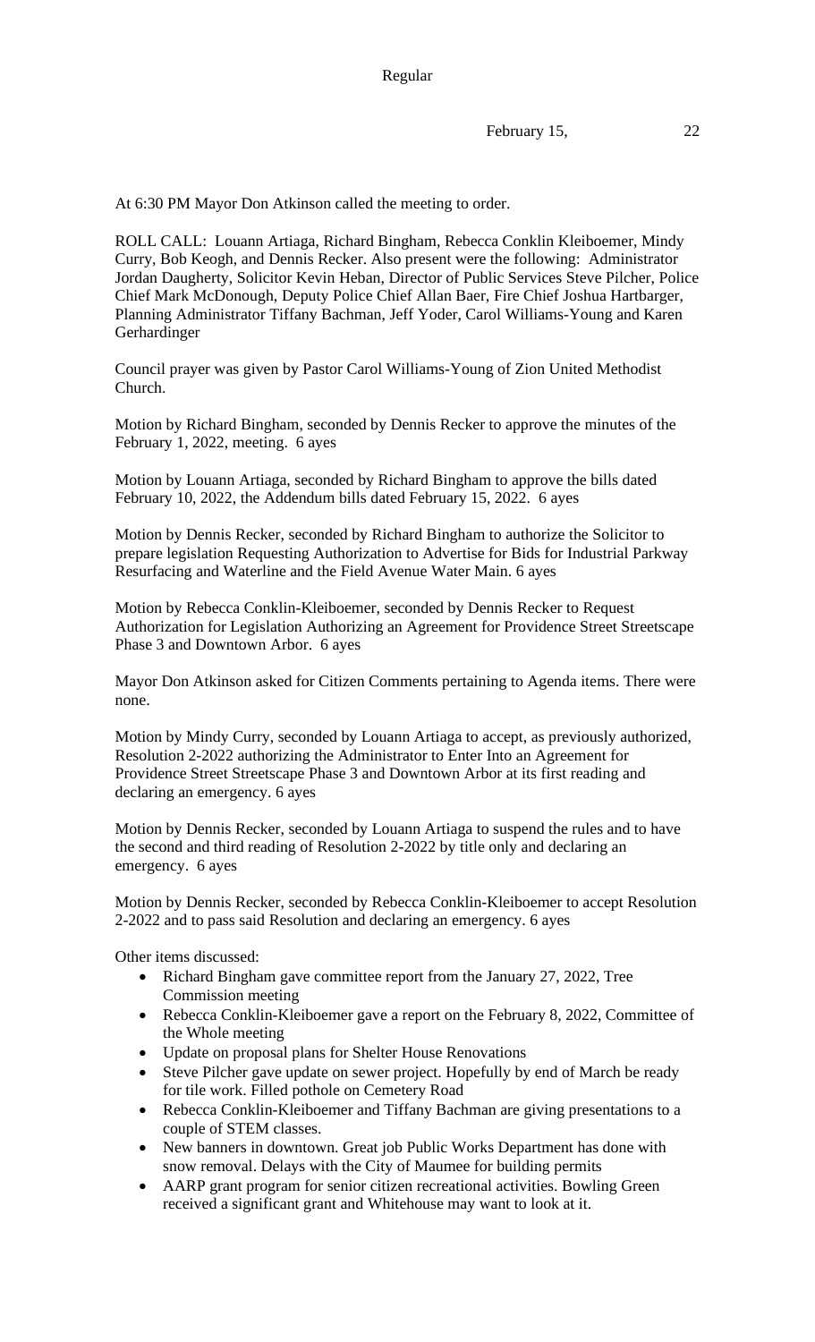Regular

February 15, 22

At 6:30 PM Mayor Don Atkinson called the meeting to order.

ROLL CALL: Louann Artiaga, Richard Bingham, Rebecca Conklin Kleiboemer, Mindy Curry, Bob Keogh, and Dennis Recker. Also present were the following: Administrator Jordan Daugherty, Solicitor Kevin Heban, Director of Public Services Steve Pilcher, Police Chief Mark McDonough, Deputy Police Chief Allan Baer, Fire Chief Joshua Hartbarger, Planning Administrator Tiffany Bachman, Jeff Yoder, Carol Williams-Young and Karen Gerhardinger

Council prayer was given by Pastor Carol Williams-Young of Zion United Methodist Church.

Motion by Richard Bingham, seconded by Dennis Recker to approve the minutes of the February 1, 2022, meeting. 6 ayes

Motion by Louann Artiaga, seconded by Richard Bingham to approve the bills dated February 10, 2022, the Addendum bills dated February 15, 2022. 6 ayes

Motion by Dennis Recker, seconded by Richard Bingham to authorize the Solicitor to prepare legislation Requesting Authorization to Advertise for Bids for Industrial Parkway Resurfacing and Waterline and the Field Avenue Water Main. 6 ayes

Motion by Rebecca Conklin-Kleiboemer, seconded by Dennis Recker to Request Authorization for Legislation Authorizing an Agreement for Providence Street Streetscape Phase 3 and Downtown Arbor. 6 ayes

Mayor Don Atkinson asked for Citizen Comments pertaining to Agenda items. There were none.

Motion by Mindy Curry, seconded by Louann Artiaga to accept, as previously authorized, Resolution 2-2022 authorizing the Administrator to Enter Into an Agreement for Providence Street Streetscape Phase 3 and Downtown Arbor at its first reading and declaring an emergency. 6 ayes

Motion by Dennis Recker, seconded by Louann Artiaga to suspend the rules and to have the second and third reading of Resolution 2-2022 by title only and declaring an emergency. 6 ayes

Motion by Dennis Recker, seconded by Rebecca Conklin-Kleiboemer to accept Resolution 2-2022 and to pass said Resolution and declaring an emergency. 6 ayes

Other items discussed:

- Richard Bingham gave committee report from the January 27, 2022, Tree Commission meeting
- Rebecca Conklin-Kleiboemer gave a report on the February 8, 2022, Committee of the Whole meeting
- Update on proposal plans for Shelter House Renovations
- Steve Pilcher gave update on sewer project. Hopefully by end of March be ready for tile work. Filled pothole on Cemetery Road
- Rebecca Conklin-Kleiboemer and Tiffany Bachman are giving presentations to a couple of STEM classes.
- New banners in downtown. Great job Public Works Department has done with snow removal. Delays with the City of Maumee for building permits
- AARP grant program for senior citizen recreational activities. Bowling Green received a significant grant and Whitehouse may want to look at it.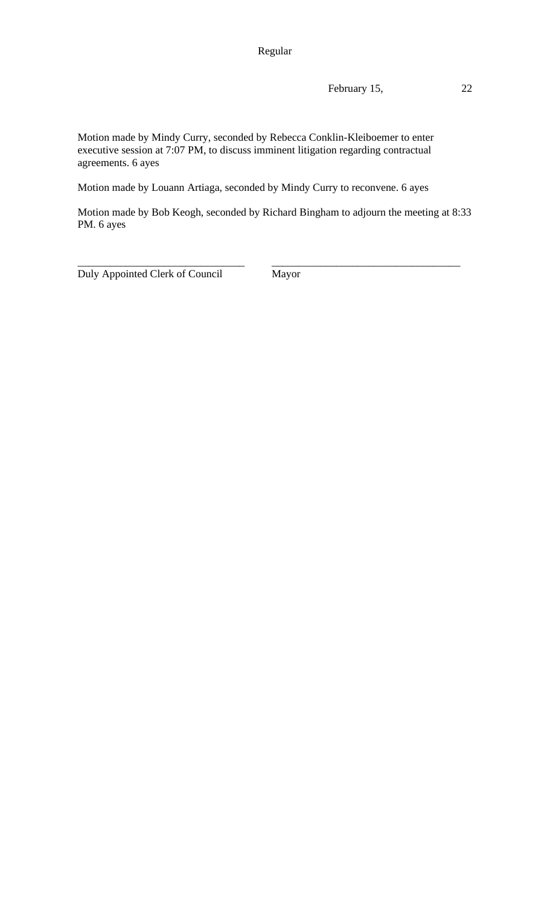Motion made by Mindy Curry, seconded by Rebecca Conklin-Kleiboemer to enter executive session at 7:07 PM, to discuss imminent litigation regarding contractual agreements. 6 ayes

Motion made by Louann Artiaga, seconded by Mindy Curry to reconvene. 6 ayes

Motion made by Bob Keogh, seconded by Richard Bingham to adjourn the meeting at 8:33 PM. 6 ayes

_______________________________ ___________________________________

Duly Appointed Clerk of Council Mayor